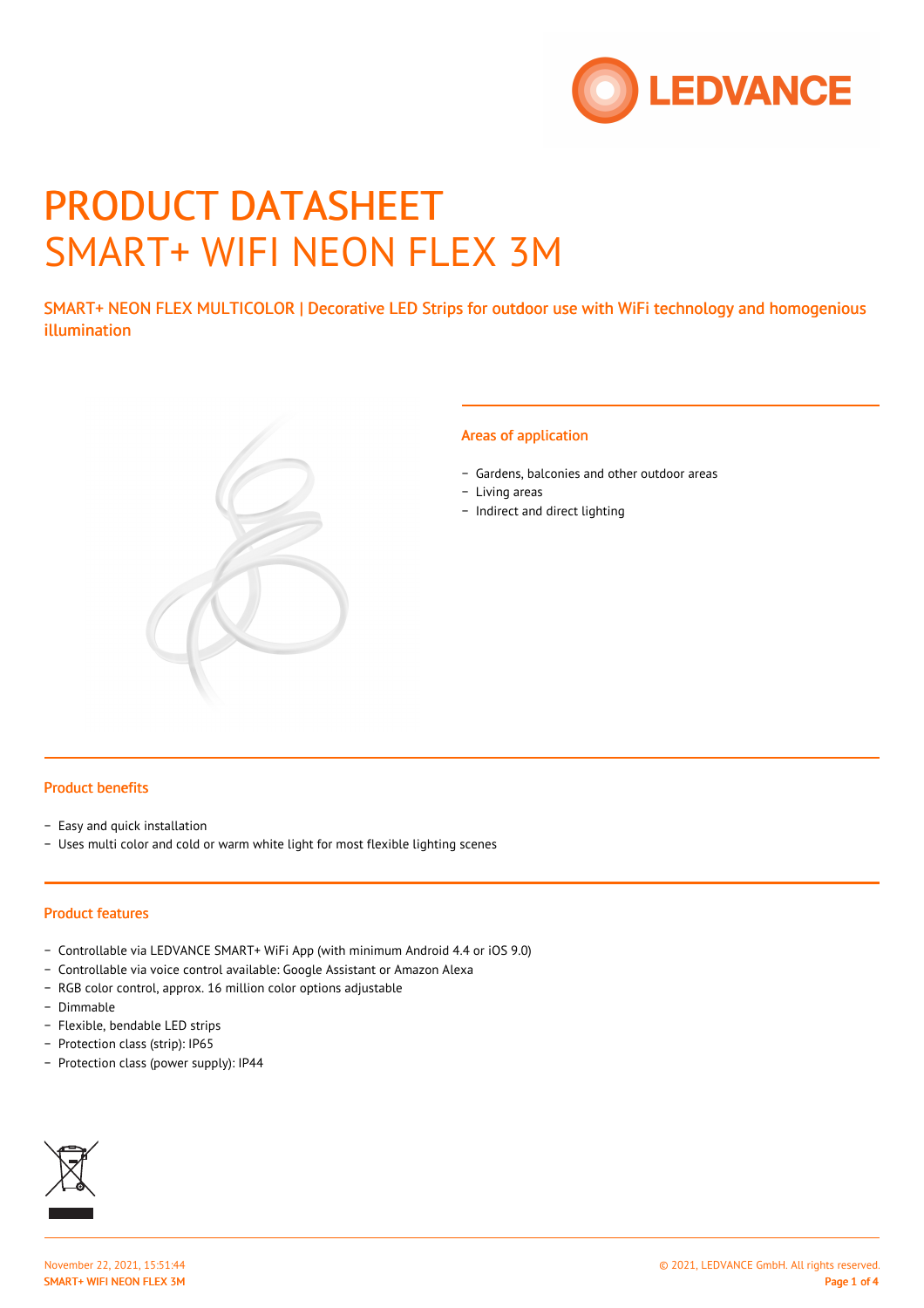# PRODUCT DATASHEET

# SMART+ WIFI NEON FLEX 3M

SMART+ NEON FLEX MULTICOLOR | Decorative LED Strips for outdoor use with WiFi technology and homogenious illumination

## Areas of application

- Gardens, balconies and other outdoor areas
- Living areas
- Indirect and direct lighting

## Product benefits

- Easy and quick installation
- Uses multi color and cold or warm white light for most flexible lighting scenes

## Product features

- Controllable via LEDVANCE SMART+ WiFi App (with minimum Android 4.4 or iOS 9.0)
- Controllable via voice control available: Google Assistant or Amazon Alexa
- RGB color control, approx. 16 million color options adjustable
- Dimmable
- Flexible, bendable LED strips
- Protection class (strip): IP65
- Protection class (power supply): IP44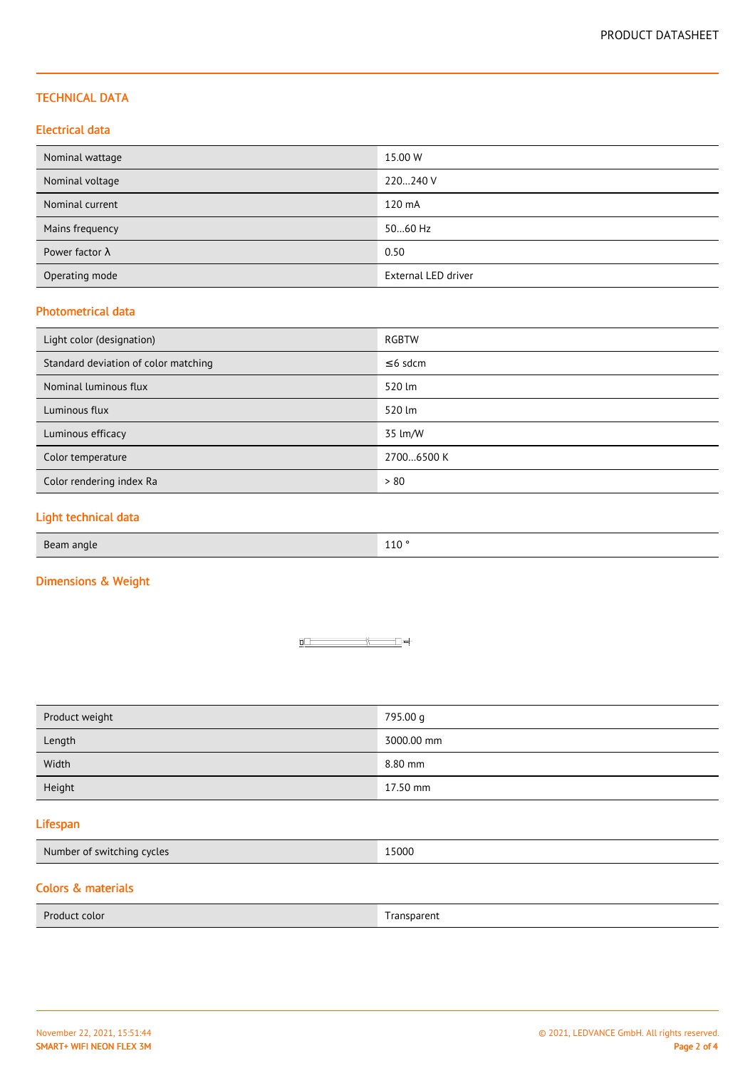## TECHNICAL DATA

### Electrical data

| | |
|---|---|
| Nominal wattage | 15.00 W |
| Nominal voltage | 220…240 V |
| Nominal current | 120 mA |
| Mains frequency | 50…60 Hz |
| Power factor λ | 0.50 |
| Operating mode | External LED driver |

### Photometrical data

| | |
|---|---|
| Light color (designation) | RGBTW |
| Standard deviation of color matching | ≤6 sdcm |
| Nominal luminous flux | 520 lm |
| Luminous flux | 520 lm |
| Luminous efficacy | 35 lm/W |
| Color temperature | 2700…6500 K |
| Color rendering index Ra | > 80 |

### Light technical data

| | |
|---|---|
| Beam angle | 110 ° |

### Dimensions & Weight

| | |
|---|---|
| Product weight | 795.00 g |
| Length | 3000.00 mm |
| Width | 8.80 mm |
| Height | 17.50 mm |

### Lifespan

| | |
|---|---|
| Number of switching cycles | 15000 |

### Colors & materials

| | |
|---|---|
| Product color | Transparent |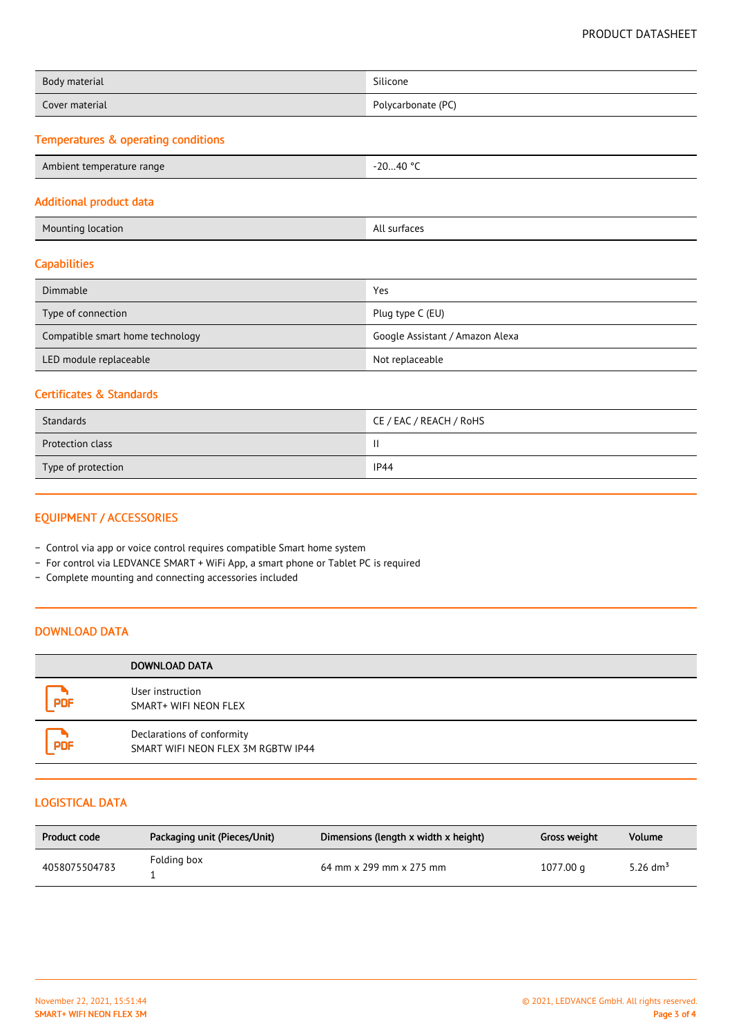| | |
|---|---|
| Body material | Silicone |
| Cover material | Polycarbonate (PC) |

### Temperatures & operating conditions

| | |
|---|---|
| Ambient temperature range | -20…40 °C |

### Additional product data

| | |
|---|---|
| Mounting location | All surfaces |

### Capabilities

| | |
|---|---|
| Dimmable | Yes |
| Type of connection | Plug type C (EU) |
| Compatible smart home technology | Google Assistant / Amazon Alexa |
| LED module replaceable | Not replaceable |

### Certificates & Standards

| | |
|---|---|
| Standards | CE / EAC / REACH / RoHS |
| Protection class | II |
| Type of protection | IP44 |

## EQUIPMENT / ACCESSORIES

- Control via app or voice control requires compatible Smart home system
- For control via LEDVANCE SMART + WiFi App, a smart phone or Tablet PC is required
- Complete mounting and connecting accessories included

## DOWNLOAD DATA

| | DOWNLOAD DATA |
|---|---|
| PDF | User instruction<br>SMART+ WIFI NEON FLEX |
| PDF | Declarations of conformity<br>SMART WIFI NEON FLEX 3M RGBTW IP44 |

## LOGISTICAL DATA

| Product code | Packaging unit (Pieces/Unit) | Dimensions (length x width x height) | Gross weight | Volume |
|---|---|---|---|---|
| 4058075504783 | Folding box<br>1 | 64 mm x 299 mm x 275 mm | 1077.00 g | 5.26 $dm^3$ |

November 22, 2021, 15:51:44
SMART+ WIFI NEON FLEX 3M

© 2021, LEDVANCE GmbH. All rights reserved.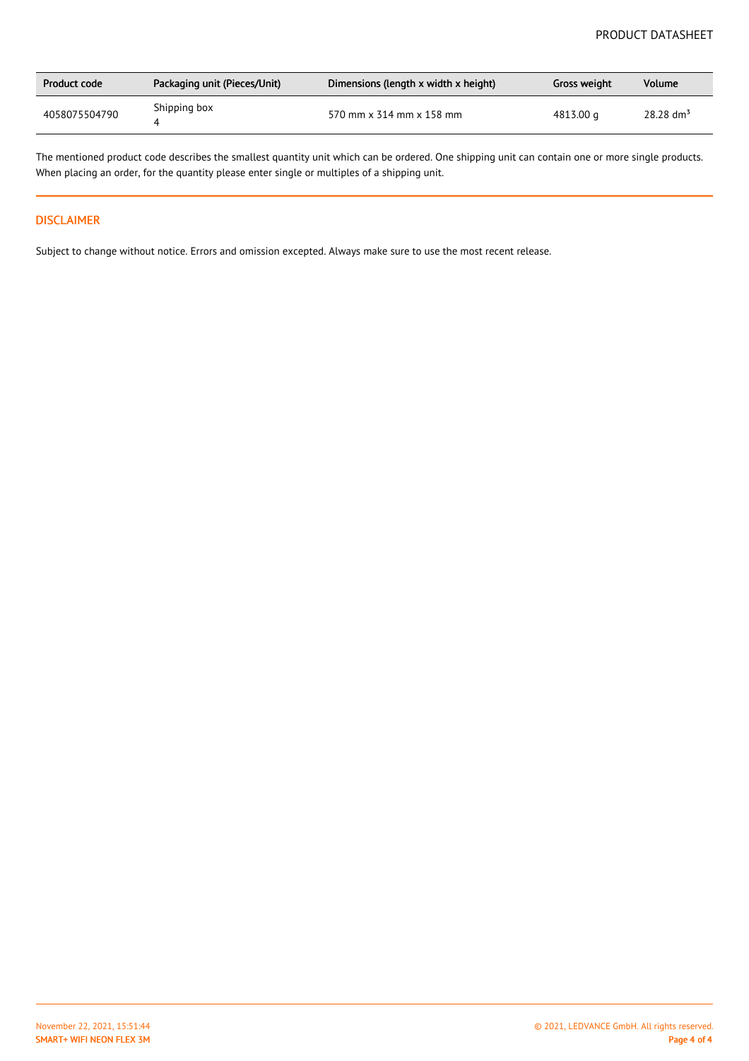| Product code | Packaging unit (Pieces/Unit) | Dimensions (length x width x height) | Gross weight | Volume |
|---|---|---|---|---|
| 4058075504790 | Shipping box 4 | 570 mm x 314 mm x 158 mm | 4813.00 g | 28.28 $dm^3$ |

The mentioned product code describes the smallest quantity unit which can be ordered. One shipping unit can contain one or more single products. When placing an order, for the quantity please enter single or multiples of a shipping unit.

## DISCLAIMER

Subject to change without notice. Errors and omission excepted. Always make sure to use the most recent release.